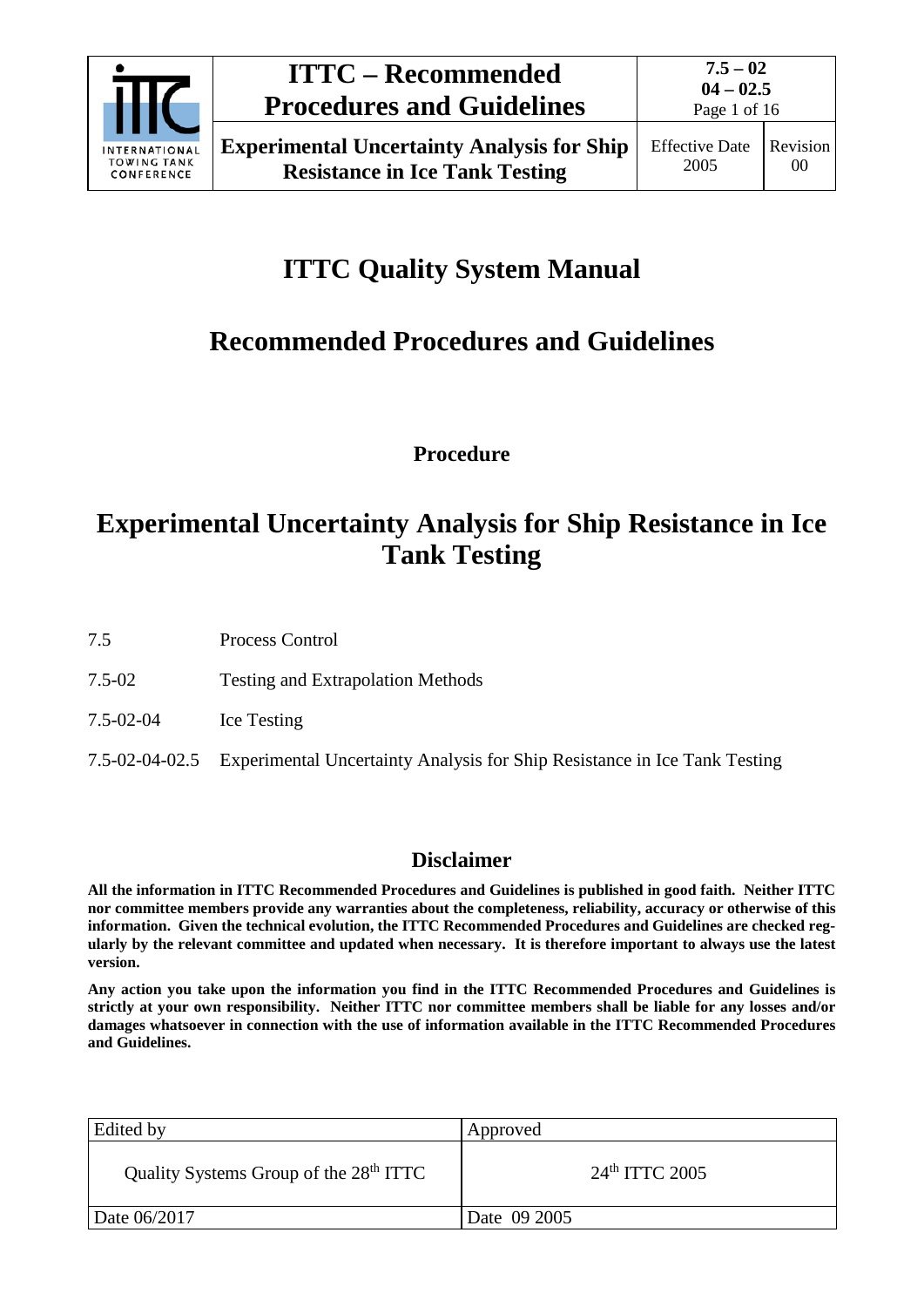# ITTC Quality System Manual

## Recommended Procedures and Guidelines

**Procedure**

# Experimental Uncertainty Analysis for Ship Resistance in Ice Tank Testing

| | |
|---|---|
| 7.5 | Process Control |
| 7.5-02 | Testing and Extrapolation Methods |
| 7.5-02-04 | Ice Testing |
| 7.5-02-04-02.5 | Experimental Uncertainty Analysis for Ship Resistance in Ice Tank Testing |

## Disclaimer

**All the information in ITTC Recommended Procedures and Guidelines is published in good faith. Neither ITTC nor committee members provide any warranties about the completeness, reliability, accuracy or otherwise of this information. Given the technical evolution, the ITTC Recommended Procedures and Guidelines are checked regularly by the relevant committee and updated when necessary. It is therefore important to always use the latest version.**

**Any action you take upon the information you find in the ITTC Recommended Procedures and Guidelines is strictly at your own responsibility. Neither ITTC nor committee members shall be liable for any losses and/or damages whatsoever in connection with the use of information available in the ITTC Recommended Procedures and Guidelines.**

| Edited by | Approved |
|---|---|
| Quality Systems Group of the 28th ITTC | 24th ITTC 2005 |
| Date 06/2017 | Date 09 2005 |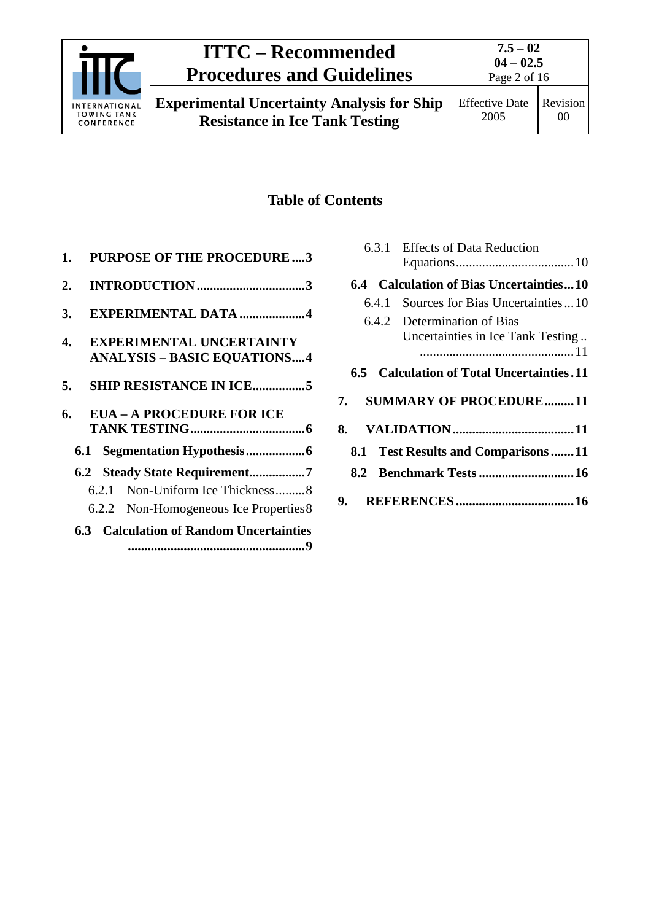## Table of Contents

1. **PURPOSE OF THE PROCEDURE ....3**
2. **INTRODUCTION ....3**
3. **EXPERIMENTAL DATA ....4**
4. **EXPERIMENTAL UNCERTAINTY ANALYSIS – BASIC EQUATIONS....4**
5. **SHIP RESISTANCE IN ICE....5**
6. **EUA – A PROCEDURE FOR ICE TANK TESTING....6**
   - **6.1 Segmentation Hypothesis....6**
   - **6.2 Steady State Requirement....7**
     - 6.2.1 Non-Uniform Ice Thickness....8
     - 6.2.2 Non-Homogeneous Ice Properties....8
   - **6.3 Calculation of Random Uncertainties....9**
     - 6.3.1 Effects of Data Reduction Equations....10
   - **6.4 Calculation of Bias Uncertainties....10**
     - 6.4.1 Sources for Bias Uncertainties....10
     - 6.4.2 Determination of Bias Uncertainties in Ice Tank Testing....11
   - **6.5 Calculation of Total Uncertainties....11**
7. **SUMMARY OF PROCEDURE....11**
8. **VALIDATION....11**
   - **8.1 Test Results and Comparisons....11**
   - **8.2 Benchmark Tests....16**
9. **REFERENCES....16**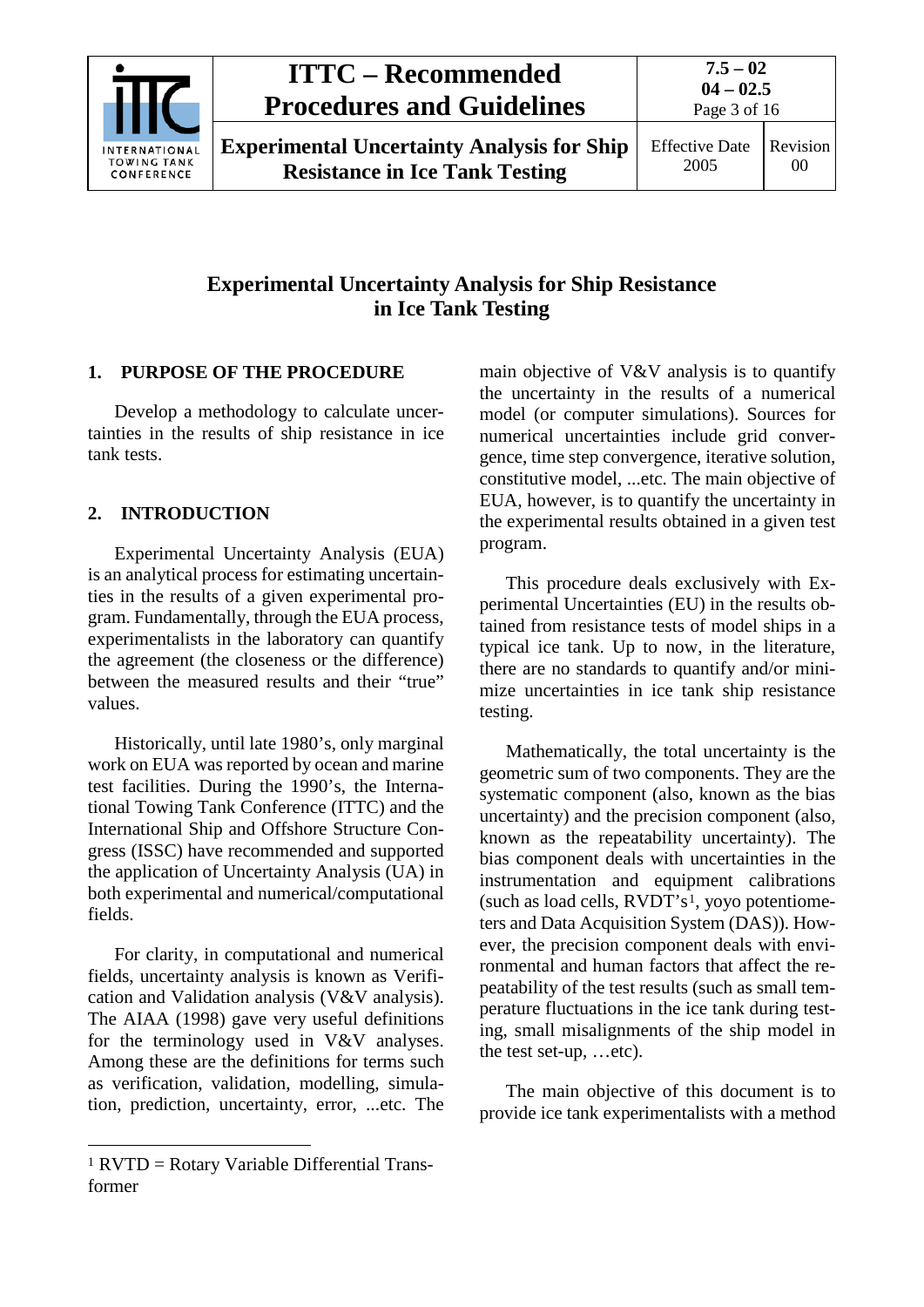# Experimental Uncertainty Analysis for Ship Resistance in Ice Tank Testing

## 1. PURPOSE OF THE PROCEDURE

Develop a methodology to calculate uncertainties in the results of ship resistance in ice tank tests.

## 2. INTRODUCTION

Experimental Uncertainty Analysis (EUA) is an analytical process for estimating uncertainties in the results of a given experimental program. Fundamentally, through the EUA process, experimentalists in the laboratory can quantify the agreement (the closeness or the difference) between the measured results and their "true" values.

Historically, until late 1980's, only marginal work on EUA was reported by ocean and marine test facilities. During the 1990's, the International Towing Tank Conference (ITTC) and the International Ship and Offshore Structure Congress (ISSC) have recommended and supported the application of Uncertainty Analysis (UA) in both experimental and numerical/computational fields.

For clarity, in computational and numerical fields, uncertainty analysis is known as Verification and Validation analysis (V&V analysis). The AIAA (1998) gave very useful definitions for the terminology used in V&V analyses. Among these are the definitions for terms such as verification, validation, modelling, simulation, prediction, uncertainty, error, ...etc. The main objective of V&V analysis is to quantify the uncertainty in the results of a numerical model (or computer simulations). Sources for numerical uncertainties include grid convergence, time step convergence, iterative solution, constitutive model, ...etc. The main objective of EUA, however, is to quantify the uncertainty in the experimental results obtained in a given test program.

This procedure deals exclusively with Experimental Uncertainties (EU) in the results obtained from resistance tests of model ships in a typical ice tank. Up to now, in the literature, there are no standards to quantify and/or minimize uncertainties in ice tank ship resistance testing.

Mathematically, the total uncertainty is the geometric sum of two components. They are the systematic component (also, known as the bias uncertainty) and the precision component (also, known as the repeatability uncertainty). The bias component deals with uncertainties in the instrumentation and equipment calibrations (such as load cells, RVDT's[1], yoyo potentiometers and Data Acquisition System (DAS)). However, the precision component deals with environmental and human factors that affect the repeatability of the test results (such as small temperature fluctuations in the ice tank during testing, small misalignments of the ship model in the test set-up, …etc).

The main objective of this document is to provide ice tank experimentalists with a method

---

[1] RVTD = Rotary Variable Differential Transformer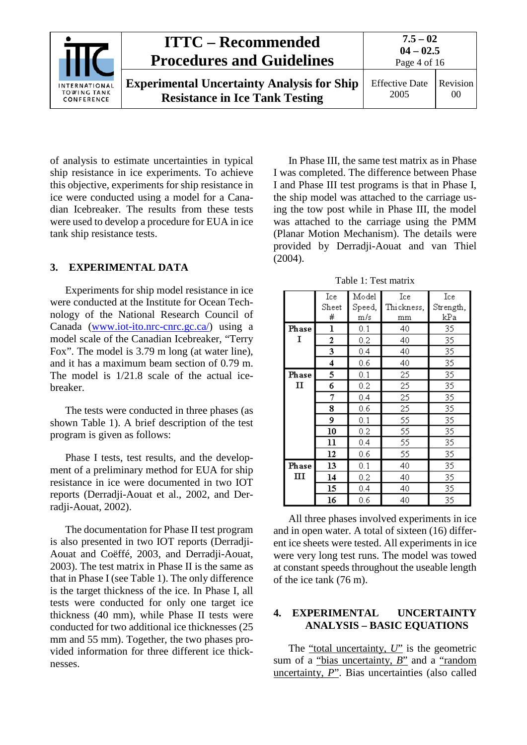of analysis to estimate uncertainties in typical ship resistance in ice experiments. To achieve this objective, experiments for ship resistance in ice were conducted using a model for a Canadian Icebreaker. The results from these tests were used to develop a procedure for EUA in ice tank ship resistance tests.

## 3. EXPERIMENTAL DATA

Experiments for ship model resistance in ice were conducted at the Institute for Ocean Technology of the National Research Council of Canada (www.iot-ito.nrc-cnrc.gc.ca/) using a model scale of the Canadian Icebreaker, "Terry Fox". The model is 3.79 m long (at water line), and it has a maximum beam section of 0.79 m. The model is 1/21.8 scale of the actual icebreaker.

The tests were conducted in three phases (as shown Table 1). A brief description of the test program is given as follows:

Phase I tests, test results, and the development of a preliminary method for EUA for ship resistance in ice were documented in two IOT reports (Derradji-Aouat et al., 2002, and Derradji-Aouat, 2002).

The documentation for Phase II test program is also presented in two IOT reports (Derradji-Aouat and Coëffé, 2003, and Derradji-Aouat, 2003). The test matrix in Phase II is the same as that in Phase I (see Table 1). The only difference is the target thickness of the ice. In Phase I, all tests were conducted for only one target ice thickness (40 mm), while Phase II tests were conducted for two additional ice thicknesses (25 mm and 55 mm). Together, the two phases provided information for three different ice thicknesses.

In Phase III, the same test matrix as in Phase I was completed. The difference between Phase I and Phase III test programs is that in Phase I, the ship model was attached to the carriage using the tow post while in Phase III, the model was attached to the carriage using the PMM (Planar Motion Mechanism). The details were provided by Derradji-Aouat and van Thiel (2004).

Table 1: Test matrix

| | Ice Sheet # | Model Speed, m/s | Ice Thickness, mm | Ice Strength, kPa |
|---|---|---|---|---|
| **Phase I** | **1** | 0.1 | 40 | 35 |
| | **2** | 0.2 | 40 | 35 |
| | **3** | 0.4 | 40 | 35 |
| | **4** | 0.6 | 40 | 35 |
| **Phase II** | **5** | 0.1 | 25 | 35 |
| | **6** | 0.2 | 25 | 35 |
| | **7** | 0.4 | 25 | 35 |
| | **8** | 0.6 | 25 | 35 |
| | **9** | 0.1 | 55 | 35 |
| | **10** | 0.2 | 55 | 35 |
| | **11** | 0.4 | 55 | 35 |
| | **12** | 0.6 | 55 | 35 |
| **Phase III** | **13** | 0.1 | 40 | 35 |
| | **14** | 0.2 | 40 | 35 |
| | **15** | 0.4 | 40 | 35 |
| | **16** | 0.6 | 40 | 35 |

All three phases involved experiments in ice and in open water. A total of sixteen (16) different ice sheets were tested. All experiments in ice were very long test runs. The model was towed at constant speeds throughout the useable length of the ice tank (76 m).

## 4. EXPERIMENTAL UNCERTAINTY ANALYSIS – BASIC EQUATIONS

The "total uncertainty, $U$" is the geometric sum of a "bias uncertainty, $B$" and a "random uncertainty, $P$". Bias uncertainties (also called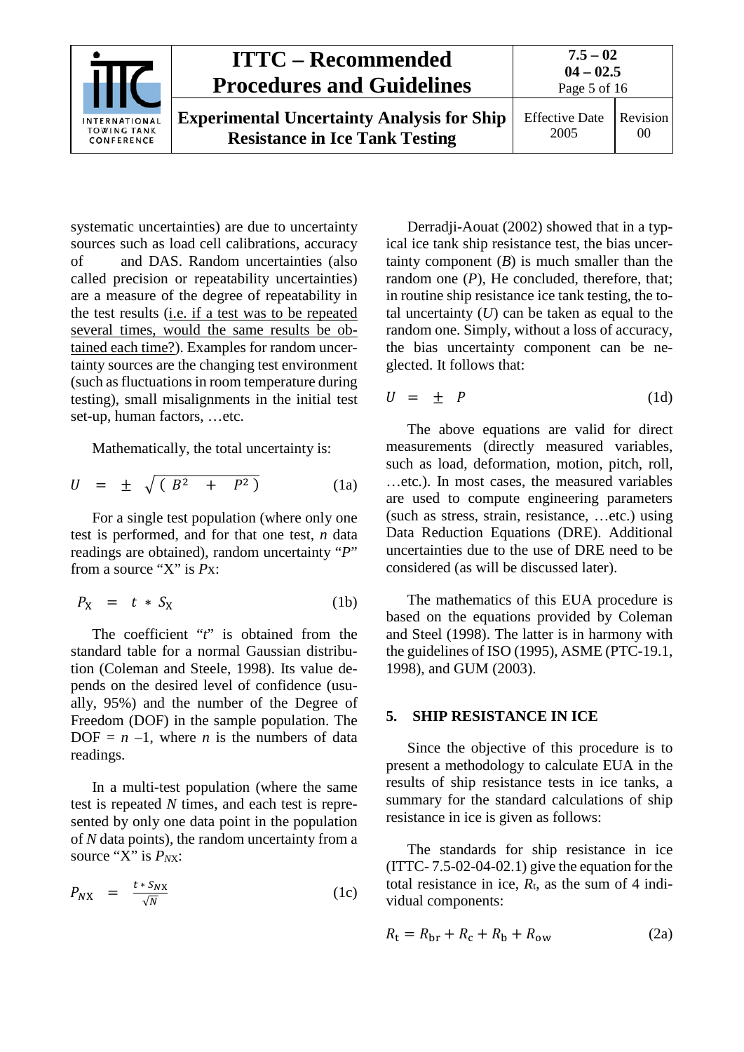systematic uncertainties) are due to uncertainty sources such as load cell calibrations, accuracy of and DAS. Random uncertainties (also called precision or repeatability uncertainties) are a measure of the degree of repeatability in the test results (i.e. if a test was to be repeated several times, would the same results be obtained each time?). Examples for random uncertainty sources are the changing test environment (such as fluctuations in room temperature during testing), small misalignments in the initial test set-up, human factors, …etc.

Mathematically, the total uncertainty is:

$$U = \pm \sqrt{(B^2 + P^2)} \tag{1a}$$

For a single test population (where only one test is performed, and for that one test, $n$ data readings are obtained), random uncertainty "$P$" from a source "X" is $P$x:

$$P_X = t * S_X \tag{1b}$$

The coefficient "$t$" is obtained from the standard table for a normal Gaussian distribution (Coleman and Steele, 1998). Its value depends on the desired level of confidence (usually, 95%) and the number of the Degree of Freedom (DOF) in the sample population. The DOF = $n$ –1, where $n$ is the numbers of data readings.

In a multi-test population (where the same test is repeated $N$ times, and each test is represented by only one data point in the population of $N$ data points), the random uncertainty from a source "X" is $P_{NX}$:

$$P_{NX} = \frac{t * S_{NX}}{\sqrt{N}} \tag{1c}$$

Derradji-Aouat (2002) showed that in a typical ice tank ship resistance test, the bias uncertainty component ($B$) is much smaller than the random one ($P$), He concluded, therefore, that; in routine ship resistance ice tank testing, the total uncertainty ($U$) can be taken as equal to the random one. Simply, without a loss of accuracy, the bias uncertainty component can be neglected. It follows that:

$$U = \pm P \tag{1d}$$

The above equations are valid for direct measurements (directly measured variables, such as load, deformation, motion, pitch, roll, …etc.). In most cases, the measured variables are used to compute engineering parameters (such as stress, strain, resistance, …etc.) using Data Reduction Equations (DRE). Additional uncertainties due to the use of DRE need to be considered (as will be discussed later).

The mathematics of this EUA procedure is based on the equations provided by Coleman and Steel (1998). The latter is in harmony with the guidelines of ISO (1995), ASME (PTC-19.1, 1998), and GUM (2003).

## 5. SHIP RESISTANCE IN ICE

Since the objective of this procedure is to present a methodology to calculate EUA in the results of ship resistance tests in ice tanks, a summary for the standard calculations of ship resistance in ice is given as follows:

The standards for ship resistance in ice (ITTC- 7.5-02-04-02.1) give the equation for the total resistance in ice, $R_t$, as the sum of 4 individual components:

$$R_t = R_{br} + R_c + R_b + R_{ow} \tag{2a}$$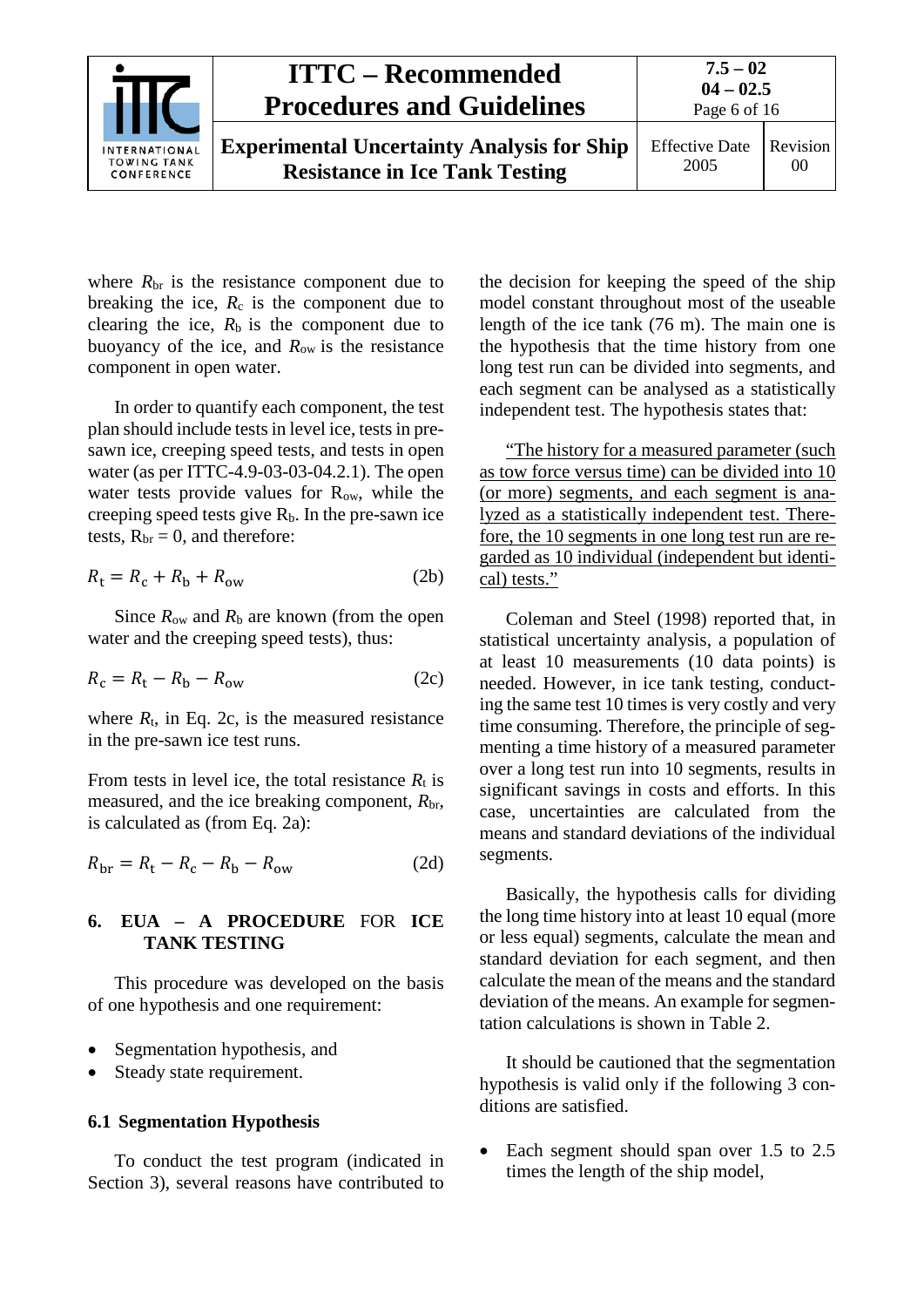where $R_{br}$ is the resistance component due to breaking the ice, $R_c$ is the component due to clearing the ice, $R_b$ is the component due to buoyancy of the ice, and $R_{ow}$ is the resistance component in open water.

In order to quantify each component, the test plan should include tests in level ice, tests in pre-sawn ice, creeping speed tests, and tests in open water (as per ITTC-4.9-03-03-04.2.1). The open water tests provide values for $R_{ow}$, while the creeping speed tests give $R_b$. In the pre-sawn ice tests, $R_{br} = 0$, and therefore:

$$R_t = R_c + R_b + R_{ow} \tag{2b}$$

Since $R_{ow}$ and $R_b$ are known (from the open water and the creeping speed tests), thus:

$$R_c = R_t - R_b - R_{ow} \tag{2c}$$

where $R_t$, in Eq. 2c, is the measured resistance in the pre-sawn ice test runs.

From tests in level ice, the total resistance $R_t$ is measured, and the ice breaking component, $R_{br}$, is calculated as (from Eq. 2a):

$$R_{br} = R_t - R_c - R_b - R_{ow} \tag{2d}$$

## 6. EUA – A PROCEDURE FOR ICE TANK TESTING

This procedure was developed on the basis of one hypothesis and one requirement:

- Segmentation hypothesis, and
- Steady state requirement.

### 6.1 Segmentation Hypothesis

To conduct the test program (indicated in Section 3), several reasons have contributed to the decision for keeping the speed of the ship model constant throughout most of the useable length of the ice tank (76 m). The main one is the hypothesis that the time history from one long test run can be divided into segments, and each segment can be analysed as a statistically independent test. The hypothesis states that:

"The history for a measured parameter (such as tow force versus time) can be divided into 10 (or more) segments, and each segment is analyzed as a statistically independent test. Therefore, the 10 segments in one long test run are regarded as 10 individual (independent but identical) tests."

Coleman and Steel (1998) reported that, in statistical uncertainty analysis, a population of at least 10 measurements (10 data points) is needed. However, in ice tank testing, conducting the same test 10 times is very costly and very time consuming. Therefore, the principle of segmenting a time history of a measured parameter over a long test run into 10 segments, results in significant savings in costs and efforts. In this case, uncertainties are calculated from the means and standard deviations of the individual segments.

Basically, the hypothesis calls for dividing the long time history into at least 10 equal (more or less equal) segments, calculate the mean and standard deviation for each segment, and then calculate the mean of the means and the standard deviation of the means. An example for segmentation calculations is shown in Table 2.

It should be cautioned that the segmentation hypothesis is valid only if the following 3 conditions are satisfied.

- Each segment should span over 1.5 to 2.5 times the length of the ship model,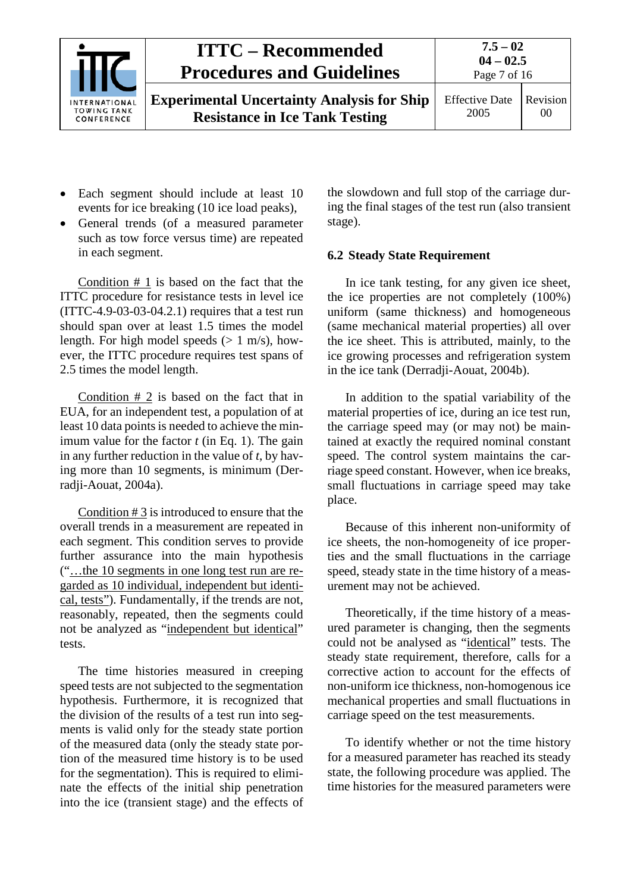- Each segment should include at least 10 events for ice breaking (10 ice load peaks),
- General trends (of a measured parameter such as tow force versus time) are repeated in each segment.

Condition # 1 is based on the fact that the ITTC procedure for resistance tests in level ice (ITTC-4.9-03-03-04.2.1) requires that a test run should span over at least 1.5 times the model length. For high model speeds (> 1 m/s), however, the ITTC procedure requires test spans of 2.5 times the model length.

Condition # 2 is based on the fact that in EUA, for an independent test, a population of at least 10 data points is needed to achieve the minimum value for the factor $t$ (in Eq. 1). The gain in any further reduction in the value of $t$, by having more than 10 segments, is minimum (Derradji-Aouat, 2004a).

Condition # 3 is introduced to ensure that the overall trends in a measurement are repeated in each segment. This condition serves to provide further assurance into the main hypothesis ("…the 10 segments in one long test run are regarded as 10 individual, independent but identical, tests"). Fundamentally, if the trends are not, reasonably, repeated, then the segments could not be analyzed as "independent but identical" tests.

The time histories measured in creeping speed tests are not subjected to the segmentation hypothesis. Furthermore, it is recognized that the division of the results of a test run into segments is valid only for the steady state portion of the measured data (only the steady state portion of the measured time history is to be used for the segmentation). This is required to eliminate the effects of the initial ship penetration into the ice (transient stage) and the effects of the slowdown and full stop of the carriage during the final stages of the test run (also transient stage).

### 6.2 Steady State Requirement

In ice tank testing, for any given ice sheet, the ice properties are not completely (100%) uniform (same thickness) and homogeneous (same mechanical material properties) all over the ice sheet. This is attributed, mainly, to the ice growing processes and refrigeration system in the ice tank (Derradji-Aouat, 2004b).

In addition to the spatial variability of the material properties of ice, during an ice test run, the carriage speed may (or may not) be maintained at exactly the required nominal constant speed. The control system maintains the carriage speed constant. However, when ice breaks, small fluctuations in carriage speed may take place.

Because of this inherent non-uniformity of ice sheets, the non-homogeneity of ice properties and the small fluctuations in the carriage speed, steady state in the time history of a measurement may not be achieved.

Theoretically, if the time history of a measured parameter is changing, then the segments could not be analysed as "identical" tests. The steady state requirement, therefore, calls for a corrective action to account for the effects of non-uniform ice thickness, non-homogenous ice mechanical properties and small fluctuations in carriage speed on the test measurements.

To identify whether or not the time history for a measured parameter has reached its steady state, the following procedure was applied. The time histories for the measured parameters were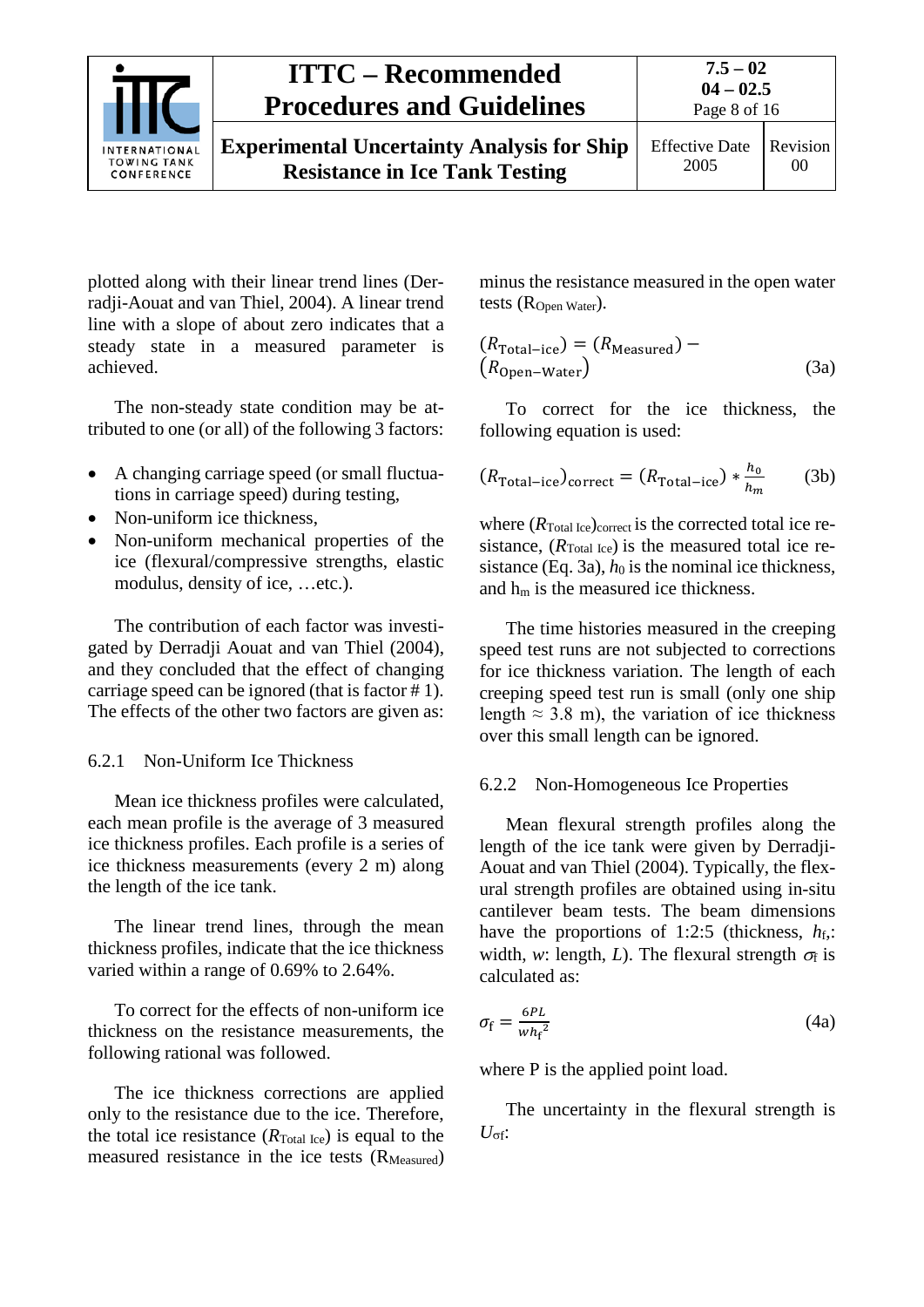plotted along with their linear trend lines (Derradji-Aouat and van Thiel, 2004). A linear trend line with a slope of about zero indicates that a steady state in a measured parameter is achieved.

The non-steady state condition may be attributed to one (or all) of the following 3 factors:

- A changing carriage speed (or small fluctuations in carriage speed) during testing,
- Non-uniform ice thickness,
- Non-uniform mechanical properties of the ice (flexural/compressive strengths, elastic modulus, density of ice, …etc.).

The contribution of each factor was investigated by Derradji Aouat and van Thiel (2004), and they concluded that the effect of changing carriage speed can be ignored (that is factor # 1). The effects of the other two factors are given as:

### 6.2.1 Non-Uniform Ice Thickness

Mean ice thickness profiles were calculated, each mean profile is the average of 3 measured ice thickness profiles. Each profile is a series of ice thickness measurements (every 2 m) along the length of the ice tank.

The linear trend lines, through the mean thickness profiles, indicate that the ice thickness varied within a range of 0.69% to 2.64%.

To correct for the effects of non-uniform ice thickness on the resistance measurements, the following rational was followed.

The ice thickness corrections are applied only to the resistance due to the ice. Therefore, the total ice resistance ($R_{\text{Total Ice}}$) is equal to the measured resistance in the ice tests ($R_{\text{Measured}}$) minus the resistance measured in the open water tests ($R_{\text{Open Water}}$).

$$(R_{\text{Total-ice}}) = (R_{\text{Measured}}) - (R_{\text{Open-Water}}) \tag{3a}$$

To correct for the ice thickness, the following equation is used:

$$(R_{\text{Total-ice}})_{\text{correct}} = (R_{\text{Total-ice}}) * \frac{h_0}{h_m} \tag{3b}$$

where $(R_{\text{Total Ice}})_{\text{correct}}$ is the corrected total ice resistance, $(R_{\text{Total Ice}})$ is the measured total ice resistance (Eq. 3a), $h_0$ is the nominal ice thickness, and $h_m$ is the measured ice thickness.

The time histories measured in the creeping speed test runs are not subjected to corrections for ice thickness variation. The length of each creeping speed test run is small (only one ship length ≈ 3.8 m), the variation of ice thickness over this small length can be ignored.

### 6.2.2 Non-Homogeneous Ice Properties

Mean flexural strength profiles along the length of the ice tank were given by Derradji-Aouat and van Thiel (2004). Typically, the flexural strength profiles are obtained using in-situ cantilever beam tests. The beam dimensions have the proportions of 1:2:5 (thickness, $h_f$,: width, $w$: length, $L$). The flexural strength $\sigma_f$ is calculated as:

$$\sigma_f = \frac{6PL}{w{h_f}^2} \tag{4a}$$

where P is the applied point load.

The uncertainty in the flexural strength is $U_{\sigma f}$: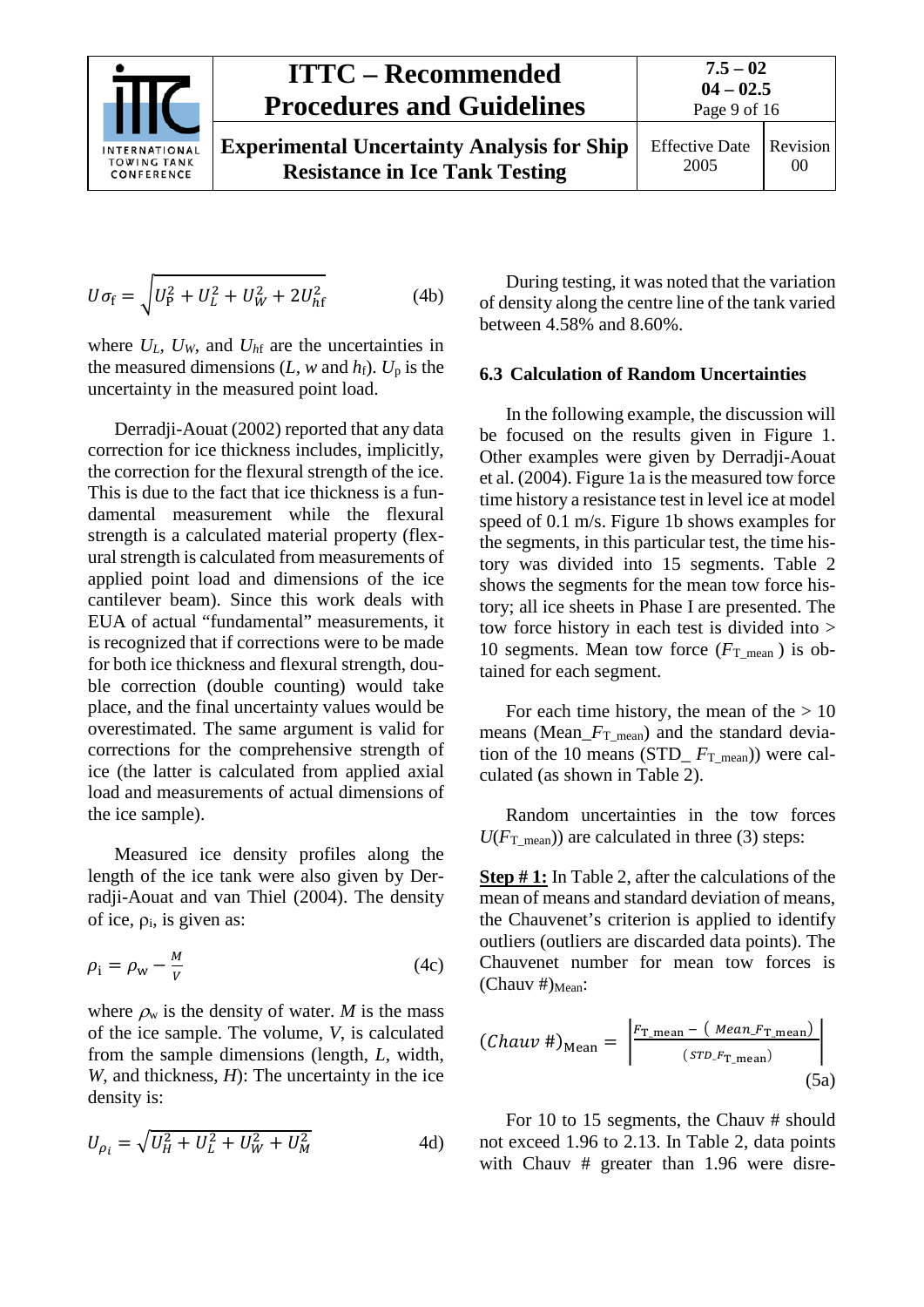$$U\sigma_{\mathrm{f}} = \sqrt{U_{\mathrm{P}}^2 + U_L^2 + U_W^2 + 2U_{hf}^2} \tag{4b}$$

where $U_L$, $U_W$, and $U_{hf}$ are the uncertainties in the measured dimensions ($L$, $w$ and $h_f$). $U_p$ is the uncertainty in the measured point load.

Derradji-Aouat (2002) reported that any data correction for ice thickness includes, implicitly, the correction for the flexural strength of the ice. This is due to the fact that ice thickness is a fundamental measurement while the flexural strength is a calculated material property (flexural strength is calculated from measurements of applied point load and dimensions of the ice cantilever beam). Since this work deals with EUA of actual "fundamental" measurements, it is recognized that if corrections were to be made for both ice thickness and flexural strength, double correction (double counting) would take place, and the final uncertainty values would be overestimated. The same argument is valid for corrections for the comprehensive strength of ice (the latter is calculated from applied axial load and measurements of actual dimensions of the ice sample).

Measured ice density profiles along the length of the ice tank were also given by Derradji-Aouat and van Thiel (2004). The density of ice, $\rho_i$, is given as:

$$\rho_{\mathrm{i}} = \rho_{\mathrm{w}} - \frac{M}{V} \tag{4c}$$

where $\rho_w$ is the density of water. $M$ is the mass of the ice sample. The volume, $V$, is calculated from the sample dimensions (length, $L$, width, $W$, and thickness, $H$): The uncertainty in the ice density is:

$$U_{\rho_i} = \sqrt{U_H^2 + U_L^2 + U_W^2 + U_M^2} \tag{4d}$$

During testing, it was noted that the variation of density along the centre line of the tank varied between 4.58% and 8.60%.

### 6.3 Calculation of Random Uncertainties

In the following example, the discussion will be focused on the results given in Figure 1. Other examples were given by Derradji-Aouat et al. (2004). Figure 1a is the measured tow force time history a resistance test in level ice at model speed of 0.1 m/s. Figure 1b shows examples for the segments, in this particular test, the time history was divided into 15 segments. Table 2 shows the segments for the mean tow force history; all ice sheets in Phase I are presented. The tow force history in each test is divided into > 10 segments. Mean tow force ($F_{T\_mean}$) is obtained for each segment.

For each time history, the mean of the > 10 means (Mean_$F_{T\_mean}$) and the standard deviation of the 10 means (STD_ $F_{T\_mean}$)) were calculated (as shown in Table 2).

Random uncertainties in the tow forces $U(F_{T\_mean})$) are calculated in three (3) steps:

**Step # 1:** In Table 2, after the calculations of the mean of means and standard deviation of means, the Chauvenet's criterion is applied to identify outliers (outliers are discarded data points). The Chauvenet number for mean tow forces is (Chauv #)$_{\mathrm{Mean}}$:

$$(Chauv\ \#)_{\mathrm{Mean}} = \left| \frac{F_{T\_mean} - (\,Mean\_F_{T\_mean})}{(\,STD\_F_{T\_mean})} \right| \tag{5a}$$

For 10 to 15 segments, the Chauv # should not exceed 1.96 to 2.13. In Table 2, data points with Chauv # greater than 1.96 were disre-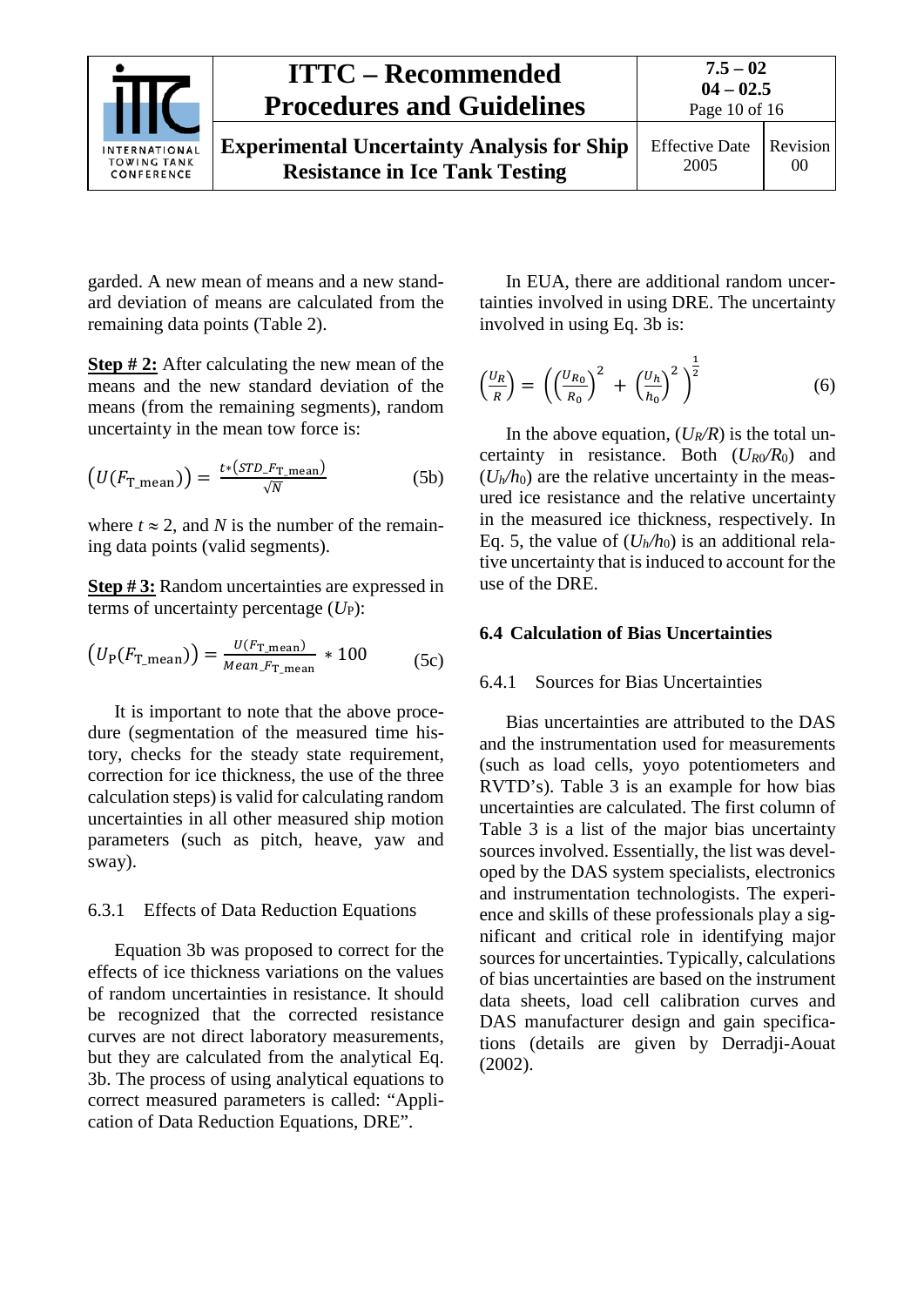garded. A new mean of means and a new standard deviation of means are calculated from the remaining data points (Table 2).

**Step # 2:** After calculating the new mean of the means and the new standard deviation of the means (from the remaining segments), random uncertainty in the mean tow force is:

$$\left(U(F_{\mathrm{T\_mean}})\right) = \frac{t*(STD\_F_{\mathrm{T\_mean}})}{\sqrt{N}} \qquad (5b)$$

where $t \approx 2$, and $N$ is the number of the remaining data points (valid segments).

**Step # 3:** Random uncertainties are expressed in terms of uncertainty percentage ($U_P$):

$$\left(U_{\mathrm{P}}(F_{\mathrm{T\_mean}})\right) = \frac{U(F_{\mathrm{T\_mean}})}{Mean\_F_{\mathrm{T\_mean}}} * 100 \qquad (5c)$$

It is important to note that the above procedure (segmentation of the measured time history, checks for the steady state requirement, correction for ice thickness, the use of the three calculation steps) is valid for calculating random uncertainties in all other measured ship motion parameters (such as pitch, heave, yaw and sway).

### 6.3.1 Effects of Data Reduction Equations

Equation 3b was proposed to correct for the effects of ice thickness variations on the values of random uncertainties in resistance. It should be recognized that the corrected resistance curves are not direct laboratory measurements, but they are calculated from the analytical Eq. 3b. The process of using analytical equations to correct measured parameters is called: "Application of Data Reduction Equations, DRE".

In EUA, there are additional random uncertainties involved in using DRE. The uncertainty involved in using Eq. 3b is:

$$\left(\frac{U_R}{R}\right) = \left(\left(\frac{U_{R_0}}{R_0}\right)^2 + \left(\frac{U_h}{h_0}\right)^2\right)^{\frac{1}{2}} \qquad (6)$$

In the above equation, $(U_R/R)$ is the total uncertainty in resistance. Both $(U_{R0}/R_0)$ and $(U_h/h_0)$ are the relative uncertainty in the measured ice resistance and the relative uncertainty in the measured ice thickness, respectively. In Eq. 5, the value of $(U_h/h_0)$ is an additional relative uncertainty that is induced to account for the use of the DRE.

## 6.4 Calculation of Bias Uncertainties

### 6.4.1 Sources for Bias Uncertainties

Bias uncertainties are attributed to the DAS and the instrumentation used for measurements (such as load cells, yoyo potentiometers and RVTD's). Table 3 is an example for how bias uncertainties are calculated. The first column of Table 3 is a list of the major bias uncertainty sources involved. Essentially, the list was developed by the DAS system specialists, electronics and instrumentation technologists. The experience and skills of these professionals play a significant and critical role in identifying major sources for uncertainties. Typically, calculations of bias uncertainties are based on the instrument data sheets, load cell calibration curves and DAS manufacturer design and gain specifications (details are given by Derradji-Aouat (2002).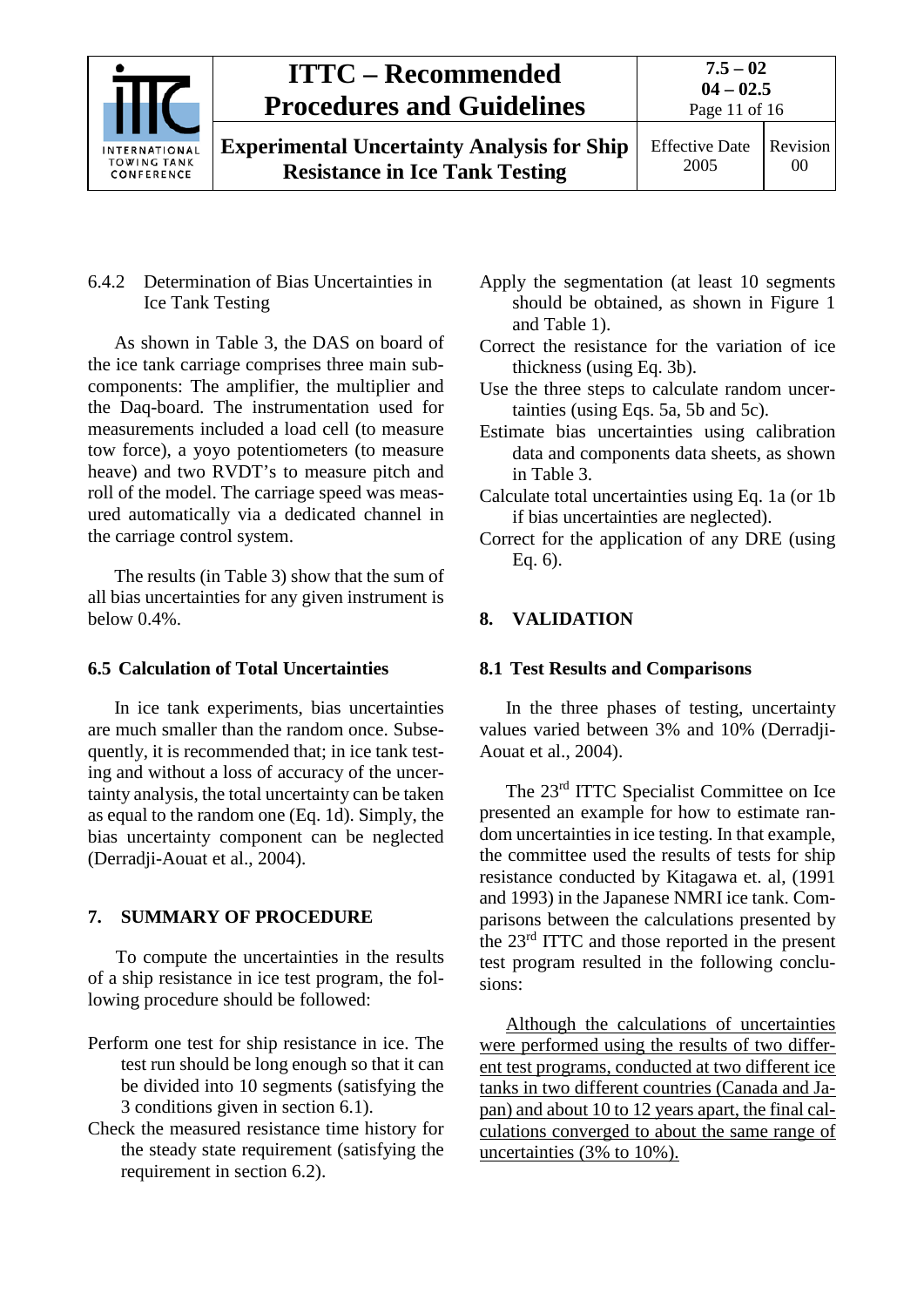6.4.2 Determination of Bias Uncertainties in Ice Tank Testing

As shown in Table 3, the DAS on board of the ice tank carriage comprises three main sub-components: The amplifier, the multiplier and the Daq-board. The instrumentation used for measurements included a load cell (to measure tow force), a yoyo potentiometers (to measure heave) and two RVDT's to measure pitch and roll of the model. The carriage speed was measured automatically via a dedicated channel in the carriage control system.

The results (in Table 3) show that the sum of all bias uncertainties for any given instrument is below 0.4%.

### 6.5 Calculation of Total Uncertainties

In ice tank experiments, bias uncertainties are much smaller than the random once. Subsequently, it is recommended that; in ice tank testing and without a loss of accuracy of the uncertainty analysis, the total uncertainty can be taken as equal to the random one (Eq. 1d). Simply, the bias uncertainty component can be neglected (Derradji-Aouat et al., 2004).

## 7. SUMMARY OF PROCEDURE

To compute the uncertainties in the results of a ship resistance in ice test program, the following procedure should be followed:

Perform one test for ship resistance in ice. The test run should be long enough so that it can be divided into 10 segments (satisfying the 3 conditions given in section 6.1).

Check the measured resistance time history for the steady state requirement (satisfying the requirement in section 6.2).

Apply the segmentation (at least 10 segments should be obtained, as shown in Figure 1 and Table 1).

Correct the resistance for the variation of ice thickness (using Eq. 3b).

Use the three steps to calculate random uncertainties (using Eqs. 5a, 5b and 5c).

Estimate bias uncertainties using calibration data and components data sheets, as shown in Table 3.

Calculate total uncertainties using Eq. 1a (or 1b if bias uncertainties are neglected).

Correct for the application of any DRE (using Eq. 6).

## 8. VALIDATION

### 8.1 Test Results and Comparisons

In the three phases of testing, uncertainty values varied between 3% and 10% (Derradji-Aouat et al., 2004).

The 23rd ITTC Specialist Committee on Ice presented an example for how to estimate random uncertainties in ice testing. In that example, the committee used the results of tests for ship resistance conducted by Kitagawa et. al, (1991 and 1993) in the Japanese NMRI ice tank. Comparisons between the calculations presented by the 23rd ITTC and those reported in the present test program resulted in the following conclusions:

<u>Although the calculations of uncertainties were performed using the results of two different test programs, conducted at two different ice tanks in two different countries (Canada and Japan) and about 10 to 12 years apart, the final calculations converged to about the same range of uncertainties (3% to 10%).</u>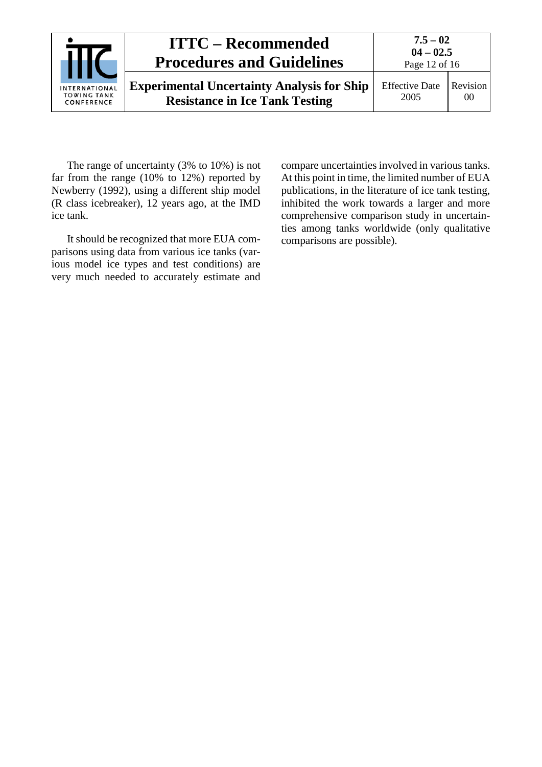The range of uncertainty (3% to 10%) is not far from the range (10% to 12%) reported by Newberry (1992), using a different ship model (R class icebreaker), 12 years ago, at the IMD ice tank.

It should be recognized that more EUA comparisons using data from various ice tanks (various model ice types and test conditions) are very much needed to accurately estimate and compare uncertainties involved in various tanks. At this point in time, the limited number of EUA publications, in the literature of ice tank testing, inhibited the work towards a larger and more comprehensive comparison study in uncertainties among tanks worldwide (only qualitative comparisons are possible).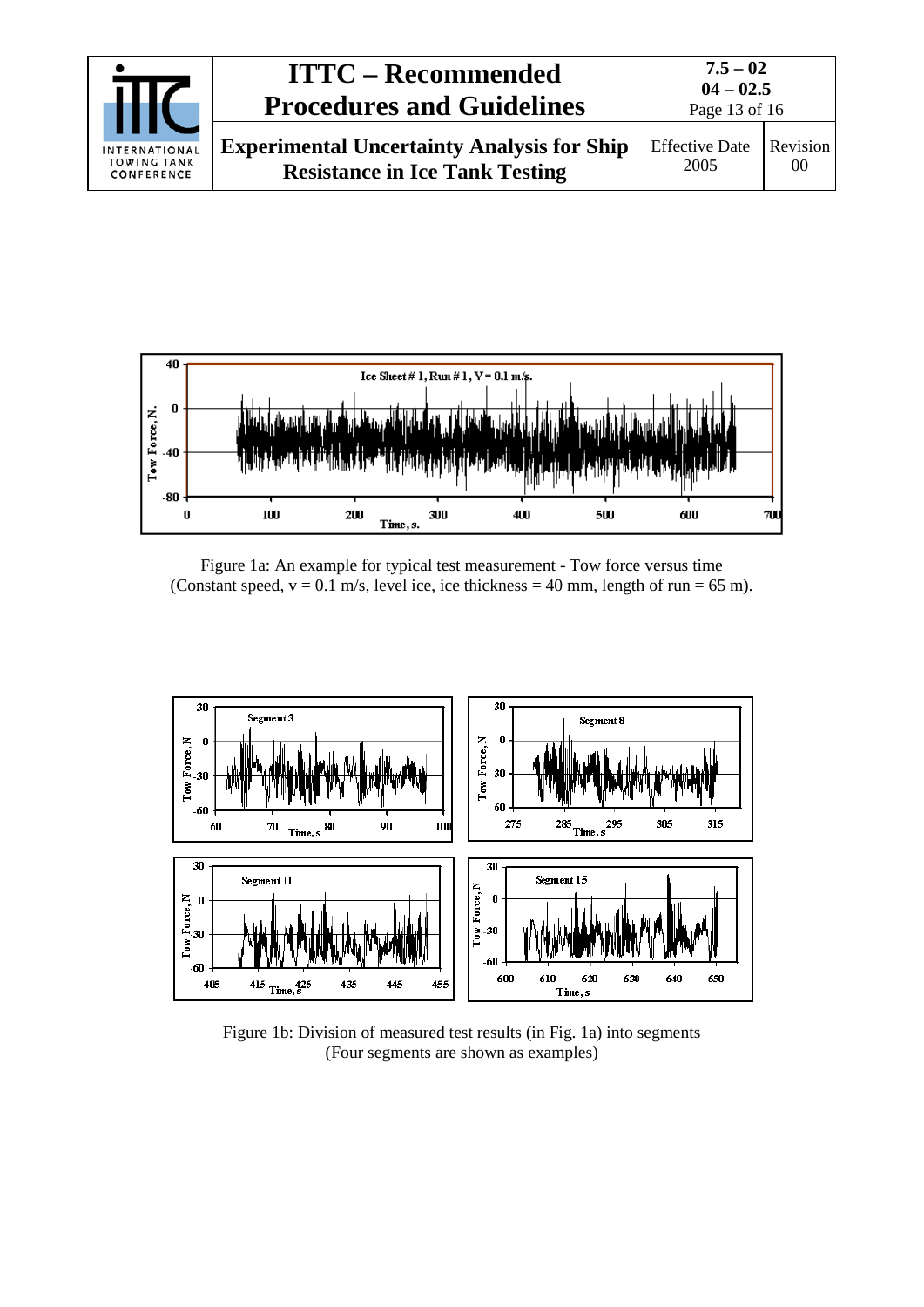Figure 1a: An example for typical test measurement - Tow force versus time (Constant speed, v = 0.1 m/s, level ice, ice thickness = 40 mm, length of run = 65 m).

Figure 1b: Division of measured test results (in Fig. 1a) into segments (Four segments are shown as examples)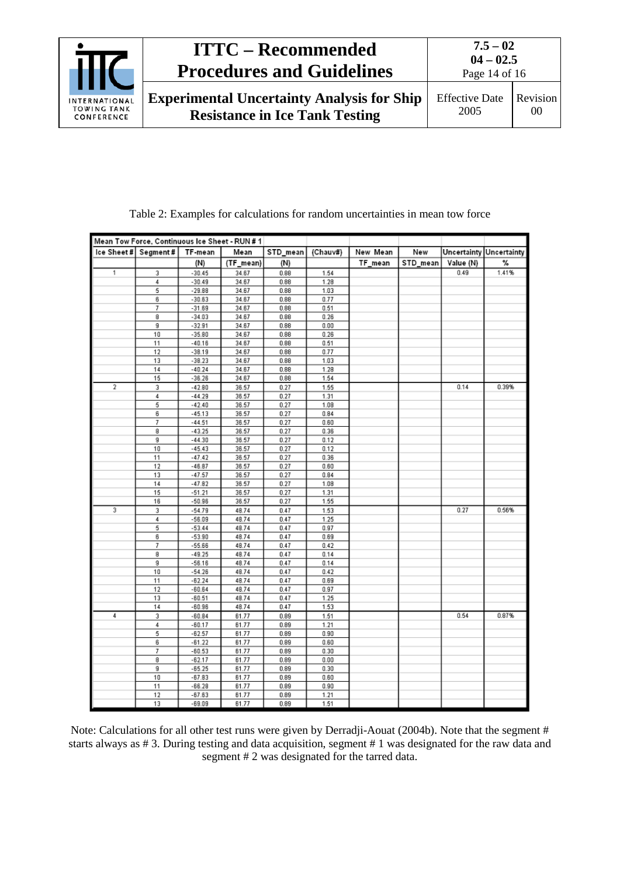Table 2: Examples for calculations for random uncertainties in mean tow force

| Mean Tow Force, Continuous Ice Sheet - RUN # 1 | | | | | | | | | |
|---|---|---|---|---|---|---|---|---|---|
| Ice Sheet # | Segment # | TF-mean | Mean | STD_mean | (Chauv#) | New Mean | New | Uncertainty | Uncertainty |
| | | (N) | (TF_mean) | (N) | | TF_mean | STD_mean | Value (N) | % |
| 1 | 3 | -30.45 | 34.67 | 0.88 | 1.54 | | | 0.49 | 1.41% |
| | 4 | -30.49 | 34.67 | 0.88 | 1.28 | | | | |
| | 5 | -29.88 | 34.67 | 0.88 | 1.03 | | | | |
| | 6 | -30.63 | 34.67 | 0.88 | 0.77 | | | | |
| | 7 | -31.69 | 34.67 | 0.88 | 0.51 | | | | |
| | 8 | -34.03 | 34.67 | 0.88 | 0.26 | | | | |
| | 9 | -32.91 | 34.67 | 0.88 | 0.00 | | | | |
| | 10 | -35.80 | 34.67 | 0.88 | 0.26 | | | | |
| | 11 | -40.16 | 34.67 | 0.88 | 0.51 | | | | |
| | 12 | -38.19 | 34.67 | 0.88 | 0.77 | | | | |
| | 13 | -38.23 | 34.67 | 0.88 | 1.03 | | | | |
| | 14 | -40.24 | 34.67 | 0.88 | 1.28 | | | | |
| | 15 | -36.26 | 34.67 | 0.88 | 1.54 | | | | |
| 2 | 3 | -42.80 | 36.57 | 0.27 | 1.55 | | | 0.14 | 0.39% |
| | 4 | -44.29 | 36.57 | 0.27 | 1.31 | | | | |
| | 5 | -42.40 | 36.57 | 0.27 | 1.08 | | | | |
| | 6 | -45.13 | 36.57 | 0.27 | 0.84 | | | | |
| | 7 | -44.51 | 36.57 | 0.27 | 0.60 | | | | |
| | 8 | -43.25 | 36.57 | 0.27 | 0.36 | | | | |
| | 9 | -44.30 | 36.57 | 0.27 | 0.12 | | | | |
| | 10 | -45.43 | 36.57 | 0.27 | 0.12 | | | | |
| | 11 | -47.42 | 36.57 | 0.27 | 0.36 | | | | |
| | 12 | -46.87 | 36.57 | 0.27 | 0.60 | | | | |
| | 13 | -47.57 | 36.57 | 0.27 | 0.84 | | | | |
| | 14 | -47.82 | 36.57 | 0.27 | 1.08 | | | | |
| | 15 | -51.21 | 36.57 | 0.27 | 1.31 | | | | |
| | 16 | -50.96 | 36.57 | 0.27 | 1.55 | | | | |
| 3 | 3 | -54.79 | 48.74 | 0.47 | 1.53 | | | 0.27 | 0.56% |
| | 4 | -56.09 | 48.74 | 0.47 | 1.25 | | | | |
| | 5 | -53.44 | 48.74 | 0.47 | 0.97 | | | | |
| | 6 | -53.90 | 48.74 | 0.47 | 0.69 | | | | |
| | 7 | -55.66 | 48.74 | 0.47 | 0.42 | | | | |
| | 8 | -49.25 | 48.74 | 0.47 | 0.14 | | | | |
| | 9 | -56.16 | 48.74 | 0.47 | 0.14 | | | | |
| | 10 | -54.26 | 48.74 | 0.47 | 0.42 | | | | |
| | 11 | -62.24 | 48.74 | 0.47 | 0.69 | | | | |
| | 12 | -60.64 | 48.74 | 0.47 | 0.97 | | | | |
| | 13 | -60.51 | 48.74 | 0.47 | 1.25 | | | | |
| | 14 | -60.96 | 48.74 | 0.47 | 1.53 | | | | |
| 4 | 3 | -60.84 | 61.77 | 0.89 | 1.51 | | | 0.54 | 0.87% |
| | 4 | -60.17 | 61.77 | 0.89 | 1.21 | | | | |
| | 5 | -62.57 | 61.77 | 0.89 | 0.90 | | | | |
| | 6 | -61.22 | 61.77 | 0.89 | 0.60 | | | | |
| | 7 | -60.53 | 61.77 | 0.89 | 0.30 | | | | |
| | 8 | -62.17 | 61.77 | 0.89 | 0.00 | | | | |
| | 9 | -65.25 | 61.77 | 0.89 | 0.30 | | | | |
| | 10 | -67.83 | 61.77 | 0.89 | 0.60 | | | | |
| | 11 | -66.28 | 61.77 | 0.89 | 0.90 | | | | |
| | 12 | -67.63 | 61.77 | 0.89 | 1.21 | | | | |
| | 13 | -69.09 | 61.77 | 0.89 | 1.51 | | | | |

Note: Calculations for all other test runs were given by Derradji-Aouat (2004b). Note that the segment # starts always as # 3. During testing and data acquisition, segment # 1 was designated for the raw data and segment # 2 was designated for the tarred data.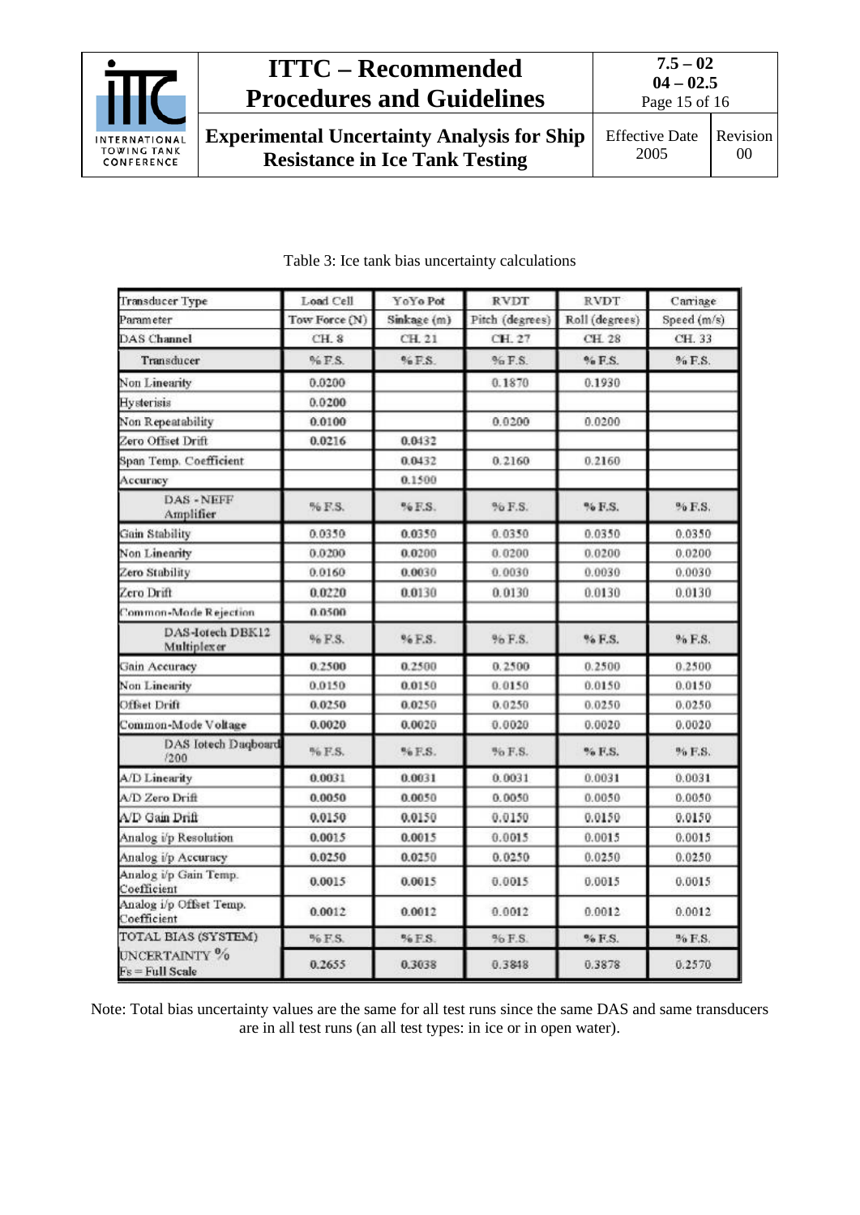Table 3: Ice tank bias uncertainty calculations

| Transducer Type | Load Cell | YoYo Pot | RVDT | RVDT | Carriage |
|---|---|---|---|---|---|
| Parameter | Tow Force (N) | Sinkage (m) | Pitch (degrees) | Roll (degrees) | Speed (m/s) |
| DAS Channel | CH. 8 | CH. 21 | CH. 27 | CH. 28 | CH. 33 |
| Transducer | % F.S. | % F.S. | % F.S. | % F.S. | % F.S. |
| Non Linearity | 0.0200 | | 0.1870 | 0.1930 | |
| Hysterisis | 0.0200 | | | | |
| Non Repeatability | 0.0100 | | 0.0200 | 0.0200 | |
| Zero Offset Drift | 0.0216 | 0.0432 | | | |
| Span Temp. Coefficient | | 0.0432 | 0.2160 | 0.2160 | |
| Accuracy | | 0.1500 | | | |
| DAS - NEFF Amplifier | % F.S. | % F.S. | % F.S. | % F.S. | % F.S. |
| Gain Stability | 0.0350 | 0.0350 | 0.0350 | 0.0350 | 0.0350 |
| Non Linearity | 0.0200 | 0.0200 | 0.0200 | 0.0200 | 0.0200 |
| Zero Stability | 0.0160 | 0.0030 | 0.0030 | 0.0030 | 0.0030 |
| Zero Drift | 0.0220 | 0.0130 | 0.0130 | 0.0130 | 0.0130 |
| Common-Mode Rejection | 0.0500 | | | | |
| DAS-Iotech DBK12 Multiplexer | % F.S. | % F.S. | % F.S. | % F.S. | % F.S. |
| Gain Accuracy | 0.2500 | 0.2500 | 0.2500 | 0.2500 | 0.2500 |
| Non Linearity | 0.0150 | 0.0150 | 0.0150 | 0.0150 | 0.0150 |
| Offset Drift | 0.0250 | 0.0250 | 0.0250 | 0.0250 | 0.0250 |
| Common-Mode Voltage | 0.0020 | 0.0020 | 0.0020 | 0.0020 | 0.0020 |
| DAS Iotech Daqboard /200 | % F.S. | % F.S. | % F.S. | % F.S. | % F.S. |
| A/D Linearity | 0.0031 | 0.0031 | 0.0031 | 0.0031 | 0.0031 |
| A/D Zero Drift | 0.0050 | 0.0050 | 0.0050 | 0.0050 | 0.0050 |
| A/D Gain Drift | 0.0150 | 0.0150 | 0.0150 | 0.0150 | 0.0150 |
| Analog i/p Resolution | 0.0015 | 0.0015 | 0.0015 | 0.0015 | 0.0015 |
| Analog i/p Accuracy | 0.0250 | 0.0250 | 0.0250 | 0.0250 | 0.0250 |
| Analog i/p Gain Temp. Coefficient | 0.0015 | 0.0015 | 0.0015 | 0.0015 | 0.0015 |
| Analog i/p Offset Temp. Coefficient | 0.0012 | 0.0012 | 0.0012 | 0.0012 | 0.0012 |
| TOTAL BIAS (SYSTEM) | % F.S. | % F.S. | % F.S. | % F.S. | % F.S. |
| UNCERTAINTY % Fs = Full Scale | 0.2655 | 0.3038 | 0.3848 | 0.3878 | 0.2570 |

Note: Total bias uncertainty values are the same for all test runs since the same DAS and same transducers are in all test runs (an all test types: in ice or in open water).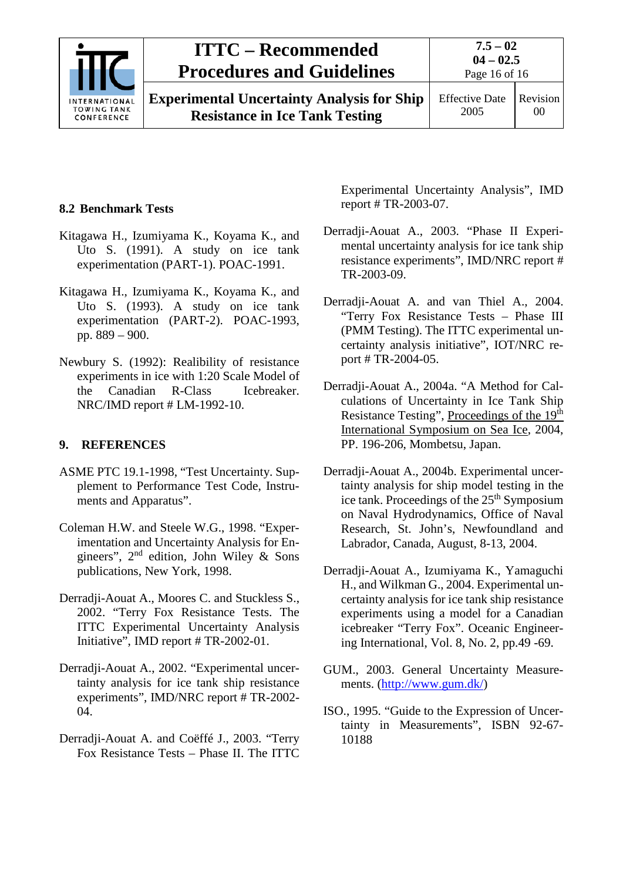### 8.2 Benchmark Tests

Kitagawa H., Izumiyama K., Koyama K., and Uto S. (1991). A study on ice tank experimentation (PART-1). POAC-1991.

Kitagawa H., Izumiyama K., Koyama K., and Uto S. (1993). A study on ice tank experimentation (PART-2). POAC-1993, pp. 889 – 900.

Newbury S. (1992): Realibility of resistance experiments in ice with 1:20 Scale Model of the Canadian R-Class Icebreaker. NRC/IMD report # LM-1992-10.

## 9. REFERENCES

ASME PTC 19.1-1998, "Test Uncertainty. Supplement to Performance Test Code, Instruments and Apparatus".

Coleman H.W. and Steele W.G., 1998. "Experimentation and Uncertainty Analysis for Engineers", 2nd edition, John Wiley & Sons publications, New York, 1998.

Derradji-Aouat A., Moores C. and Stuckless S., 2002. "Terry Fox Resistance Tests. The ITTC Experimental Uncertainty Analysis Initiative", IMD report # TR-2002-01.

Derradji-Aouat A., 2002. "Experimental uncertainty analysis for ice tank ship resistance experiments", IMD/NRC report # TR-2002-04.

Derradji-Aouat A. and Coëffé J., 2003. "Terry Fox Resistance Tests – Phase II. The ITTC Experimental Uncertainty Analysis", IMD report # TR-2003-07.

Derradji-Aouat A., 2003. "Phase II Experimental uncertainty analysis for ice tank ship resistance experiments", IMD/NRC report # TR-2003-09.

Derradji-Aouat A. and van Thiel A., 2004. "Terry Fox Resistance Tests – Phase III (PMM Testing). The ITTC experimental uncertainty analysis initiative", IOT/NRC report # TR-2004-05.

Derradji-Aouat A., 2004a. "A Method for Calculations of Uncertainty in Ice Tank Ship Resistance Testing", Proceedings of the 19th International Symposium on Sea Ice, 2004, PP. 196-206, Mombetsu, Japan.

Derradji-Aouat A., 2004b. Experimental uncertainty analysis for ship model testing in the ice tank. Proceedings of the 25th Symposium on Naval Hydrodynamics, Office of Naval Research, St. John's, Newfoundland and Labrador, Canada, August, 8-13, 2004.

Derradji-Aouat A., Izumiyama K., Yamaguchi H., and Wilkman G., 2004. Experimental uncertainty analysis for ice tank ship resistance experiments using a model for a Canadian icebreaker "Terry Fox". Oceanic Engineering International, Vol. 8, No. 2, pp.49 -69.

GUM., 2003. General Uncertainty Measurements. (http://www.gum.dk/)

ISO., 1995. "Guide to the Expression of Uncertainty in Measurements", ISBN 92-67-10188